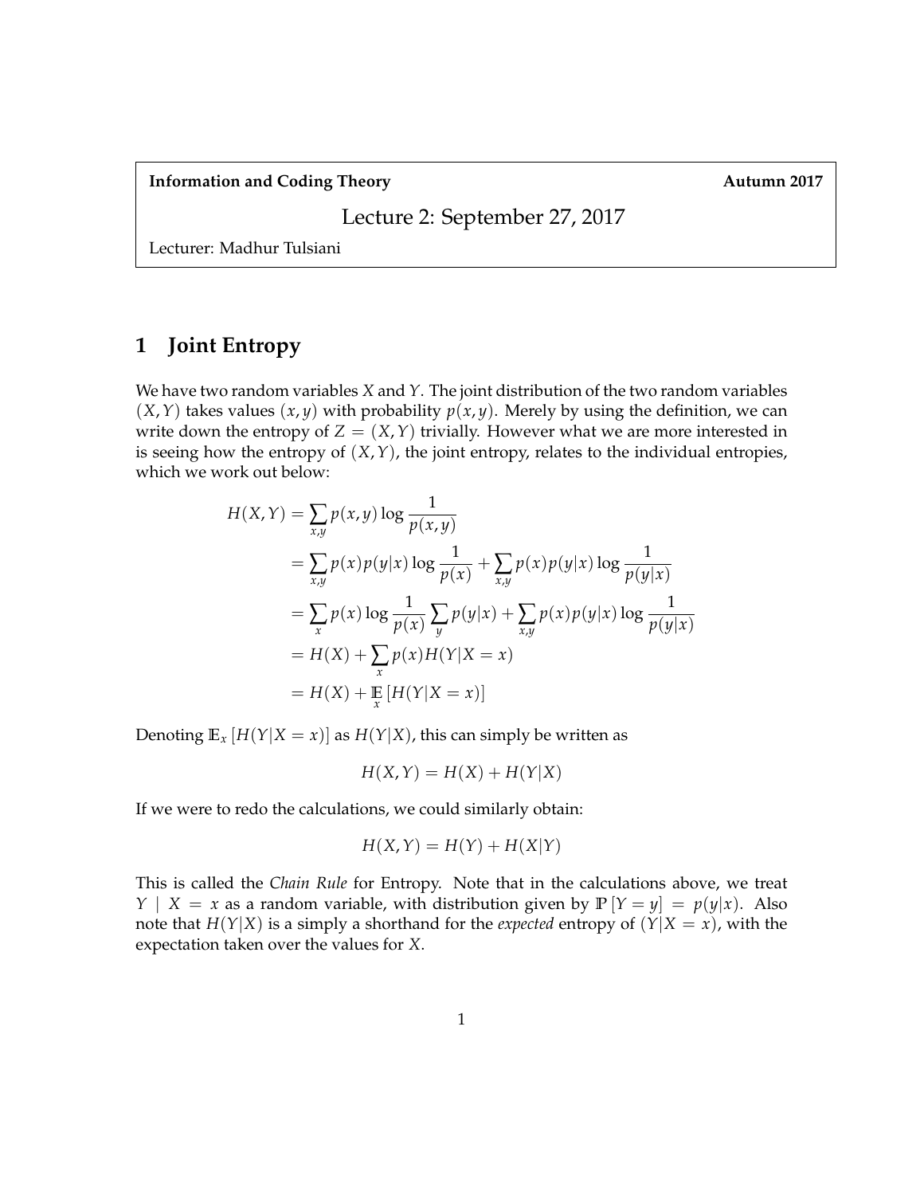**Information and Coding Theory** **Autumn 2017**

Lecture 2: September 27, 2017

Lecturer: Madhur Tulsiani

# 1 Joint Entropy

We have two random variables $X$ and $Y$. The joint distribution of the two random variables $(X, Y)$ takes values $(x, y)$ with probability $p(x, y)$. Merely by using the definition, we can write down the entropy of $Z = (X, Y)$ trivially. However what we are more interested in is seeing how the entropy of $(X, Y)$, the joint entropy, relates to the individual entropies, which we work out below:

$$
\begin{aligned}
H(X,Y) &= \sum_{x,y} p(x,y) \log \frac{1}{p(x,y)} \\
&= \sum_{x,y} p(x)p(y|x) \log \frac{1}{p(x)} + \sum_{x,y} p(x)p(y|x) \log \frac{1}{p(y|x)} \\
&= \sum_{x} p(x) \log \frac{1}{p(x)} \sum_{y} p(y|x) + \sum_{x,y} p(x)p(y|x) \log \frac{1}{p(y|x)} \\
&= H(X) + \sum_{x} p(x) H(Y|X=x) \\
&= H(X) + \mathop{\mathbb{E}}_{x}\left[H(Y|X=x)\right]
\end{aligned}
$$

Denoting $\mathbb{E}_x\left[H(Y|X=x)\right]$ as $H(Y|X)$, this can simply be written as

$$H(X,Y) = H(X) + H(Y|X)$$

If we were to redo the calculations, we could similarly obtain:

$$H(X,Y) = H(Y) + H(X|Y)$$

This is called the *Chain Rule* for Entropy. Note that in the calculations above, we treat $Y \mid X = x$ as a random variable, with distribution given by $\mathbb{P}\left[Y = y\right] = p(y|x)$. Also note that $H(Y|X)$ is a simply a shorthand for the *expected* entropy of $(Y|X = x)$, with the expectation taken over the values for $X$.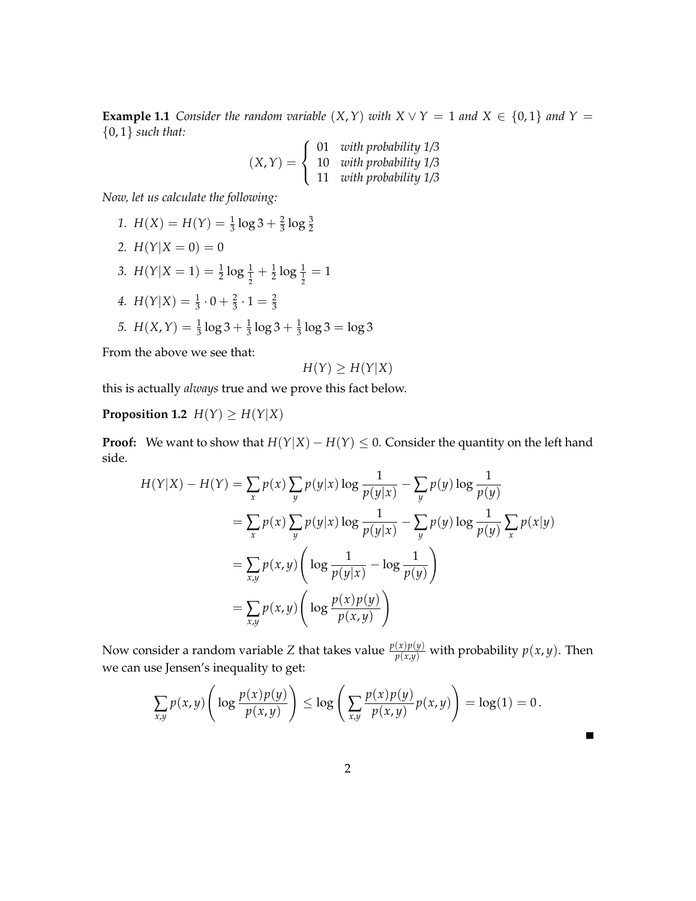**Example 1.1** *Consider the random variable $(X, Y)$ with $X \vee Y = 1$ and $X \in \{0, 1\}$ and $Y = \{0, 1\}$ such that:*

$$(X, Y) = \begin{cases} 01 & \textit{with probability 1/3} \\ 10 & \textit{with probability 1/3} \\ 11 & \textit{with probability 1/3} \end{cases}$$

*Now, let us calculate the following:*

1. $H(X) = H(Y) = \frac{1}{3}\log 3 + \frac{2}{3}\log\frac{3}{2}$
2. $H(Y|X = 0) = 0$
3. $H(Y|X = 1) = \frac{1}{2}\log\frac{1}{\frac{1}{2}} + \frac{1}{2}\log\frac{1}{\frac{1}{2}} = 1$
4. $H(Y|X) = \frac{1}{3} \cdot 0 + \frac{2}{3} \cdot 1 = \frac{2}{3}$
5. $H(X, Y) = \frac{1}{3}\log 3 + \frac{1}{3}\log 3 + \frac{1}{3}\log 3 = \log 3$

From the above we see that:

$$H(Y) \geq H(Y|X)$$

this is actually *always* true and we prove this fact below.

**Proposition 1.2** $H(Y) \geq H(Y|X)$

**Proof:** We want to show that $H(Y|X) - H(Y) \leq 0$. Consider the quantity on the left hand side.

$$\begin{aligned}
H(Y|X) - H(Y) &= \sum_x p(x) \sum_y p(y|x) \log \frac{1}{p(y|x)} - \sum_y p(y) \log \frac{1}{p(y)} \\
&= \sum_x p(x) \sum_y p(y|x) \log \frac{1}{p(y|x)} - \sum_y p(y) \log \frac{1}{p(y)} \sum_x p(x|y) \\
&= \sum_{x,y} p(x, y) \left( \log \frac{1}{p(y|x)} - \log \frac{1}{p(y)} \right) \\
&= \sum_{x,y} p(x, y) \left( \log \frac{p(x)p(y)}{p(x, y)} \right)
\end{aligned}$$

Now consider a random variable $Z$ that takes value $\frac{p(x)p(y)}{p(x,y)}$ with probability $p(x, y)$. Then we can use Jensen's inequality to get:

$$\sum_{x,y} p(x, y) \left( \log \frac{p(x)p(y)}{p(x, y)} \right) \leq \log \left( \sum_{x,y} \frac{p(x)p(y)}{p(x, y)} p(x, y) \right) = \log(1) = 0 \,.$$

■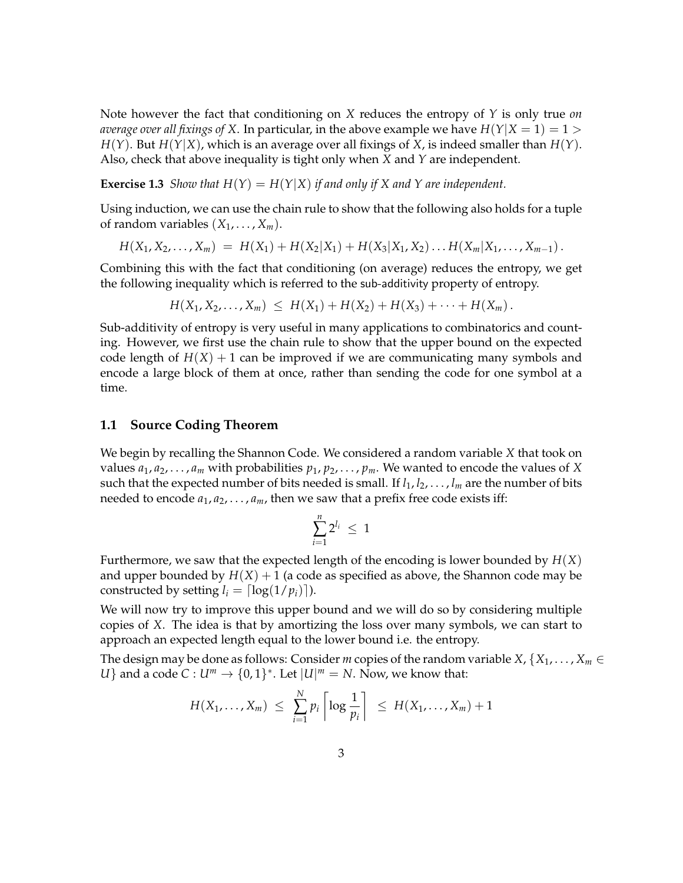Note however the fact that conditioning on $X$ reduces the entropy of $Y$ is only true *on average over all fixings of $X$*. In particular, in the above example we have $H(Y|X=1) = 1 > H(Y)$. But $H(Y|X)$, which is an average over all fixings of $X$, is indeed smaller than $H(Y)$. Also, check that above inequality is tight only when $X$ and $Y$ are independent.

**Exercise 1.3** *Show that $H(Y) = H(Y|X)$ if and only if $X$ and $Y$ are independent.*

Using induction, we can use the chain rule to show that the following also holds for a tuple of random variables $(X_1, \ldots, X_m)$.

$$H(X_1, X_2, \ldots, X_m) \;=\; H(X_1) + H(X_2|X_1) + H(X_3|X_1, X_2) \ldots H(X_m|X_1, \ldots, X_{m-1}) .$$

Combining this with the fact that conditioning (on average) reduces the entropy, we get the following inequality which is referred to the sub-additivity property of entropy.

$$H(X_1, X_2, \ldots, X_m) \;\leq\; H(X_1) + H(X_2) + H(X_3) + \cdots + H(X_m) .$$

Sub-additivity of entropy is very useful in many applications to combinatorics and counting. However, we first use the chain rule to show that the upper bound on the expected code length of $H(X) + 1$ can be improved if we are communicating many symbols and encode a large block of them at once, rather than sending the code for one symbol at a time.

## 1.1 Source Coding Theorem

We begin by recalling the Shannon Code. We considered a random variable $X$ that took on values $a_1, a_2, \ldots, a_m$ with probabilities $p_1, p_2, \ldots, p_m$. We wanted to encode the values of $X$ such that the expected number of bits needed is small. If $l_1, l_2, \ldots, l_m$ are the number of bits needed to encode $a_1, a_2, \ldots, a_m$, then we saw that a prefix free code exists iff:

$$\sum_{i=1}^{n} 2^{l_i} \;\leq\; 1$$

Furthermore, we saw that the expected length of the encoding is lower bounded by $H(X)$ and upper bounded by $H(X) + 1$ (a code as specified as above, the Shannon code may be constructed by setting $l_i = \lceil \log(1/p_i) \rceil$).

We will now try to improve this upper bound and we will do so by considering multiple copies of $X$. The idea is that by amortizing the loss over many symbols, we can start to approach an expected length equal to the lower bound i.e. the entropy.

The design may be done as follows: Consider $m$ copies of the random variable $X$, $\{X_1, \ldots, X_m \in U\}$ and a code $C : U^m \to \{0,1\}^*$. Let $|U|^m = N$. Now, we know that:

$$H(X_1, \ldots, X_m) \;\leq\; \sum_{i=1}^{N} p_i \left\lceil \log \frac{1}{p_i} \right\rceil \;\leq\; H(X_1, \ldots, X_m) + 1$$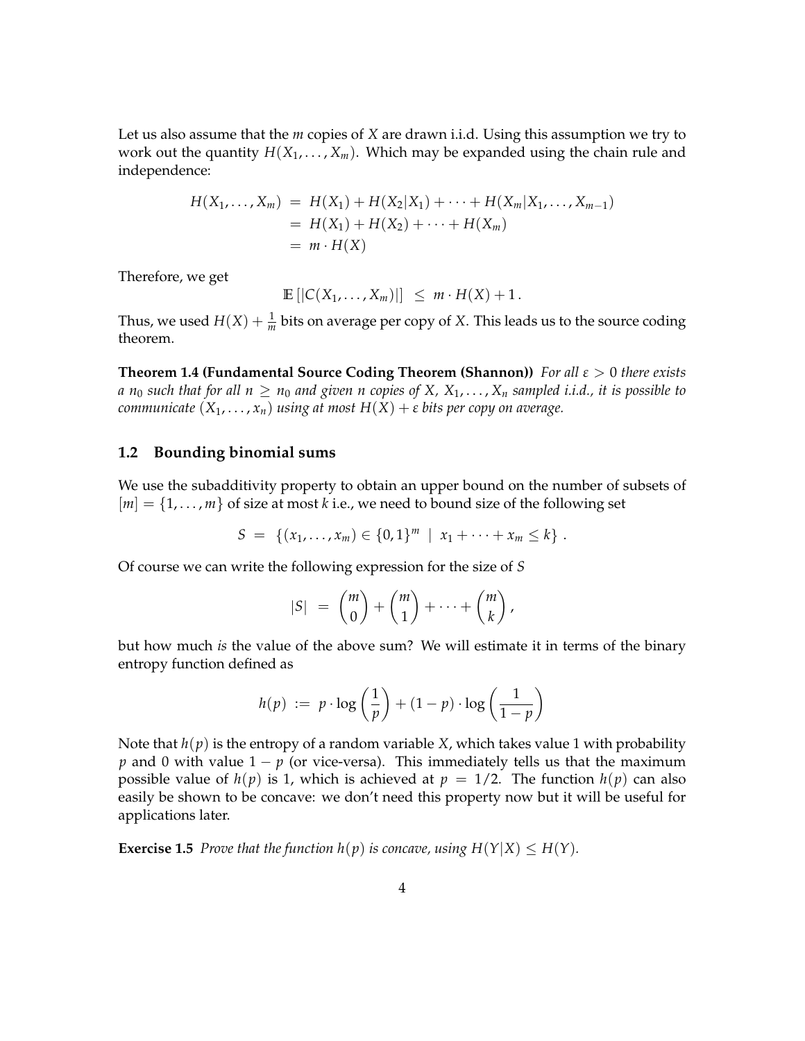Let us also assume that the $m$ copies of $X$ are drawn i.i.d. Using this assumption we try to work out the quantity $H(X_1, \ldots, X_m)$. Which may be expanded using the chain rule and independence:

$$
\begin{aligned}
H(X_1, \ldots, X_m) &= H(X_1) + H(X_2|X_1) + \cdots + H(X_m|X_1, \ldots, X_{m-1}) \\
&= H(X_1) + H(X_2) + \cdots + H(X_m) \\
&= m \cdot H(X)
\end{aligned}
$$

Therefore, we get

$$
\mathbb{E}\left[|C(X_1, \ldots, X_m)|\right] \leq m \cdot H(X) + 1 .
$$

Thus, we used $H(X) + \frac{1}{m}$ bits on average per copy of $X$. This leads us to the source coding theorem.

**Theorem 1.4 (Fundamental Source Coding Theorem (Shannon))** *For all $\varepsilon > 0$ there exists a $n_0$ such that for all $n \geq n_0$ and given $n$ copies of $X$, $X_1, \ldots, X_n$ sampled i.i.d., it is possible to communicate $(X_1, \ldots, x_n)$ using at most $H(X) + \varepsilon$ bits per copy on average.*

## 1.2 Bounding binomial sums

We use the subadditivity property to obtain an upper bound on the number of subsets of $[m] = \{1, \ldots, m\}$ of size at most $k$ i.e., we need to bound size of the following set

$$
S = \{(x_1, \ldots, x_m) \in \{0,1\}^m \mid x_1 + \cdots + x_m \leq k\} .
$$

Of course we can write the following expression for the size of $S$

$$
|S| = \binom{m}{0} + \binom{m}{1} + \cdots + \binom{m}{k},
$$

but how much *is* the value of the above sum? We will estimate it in terms of the binary entropy function defined as

$$
h(p) := p \cdot \log\left(\frac{1}{p}\right) + (1-p) \cdot \log\left(\frac{1}{1-p}\right)
$$

Note that $h(p)$ is the entropy of a random variable $X$, which takes value 1 with probability $p$ and 0 with value $1-p$ (or vice-versa). This immediately tells us that the maximum possible value of $h(p)$ is 1, which is achieved at $p = 1/2$. The function $h(p)$ can also easily be shown to be concave: we don't need this property now but it will be useful for applications later.

**Exercise 1.5** *Prove that the function $h(p)$ is concave, using $H(Y|X) \leq H(Y)$.*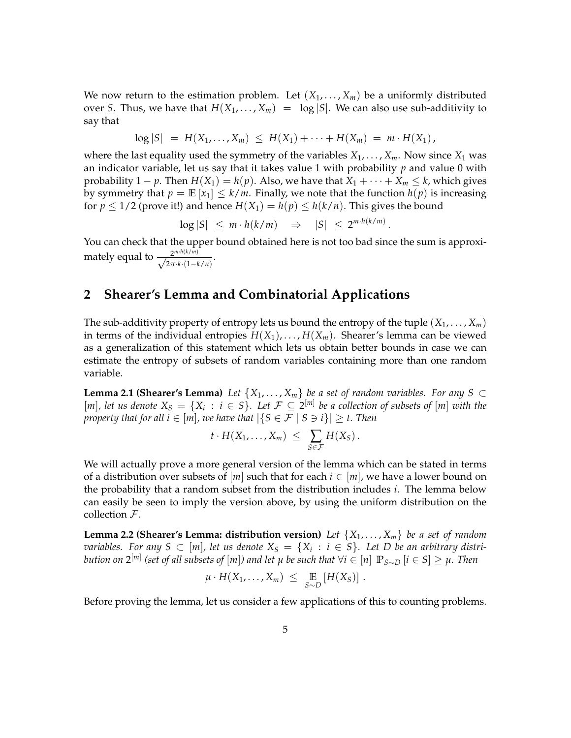We now return to the estimation problem. Let $(X_1, \ldots, X_m)$ be a uniformly distributed over $S$. Thus, we have that $H(X_1, \ldots, X_m) = \log |S|$. We can also use sub-additivity to say that

$$\log |S| \;=\; H(X_1, \ldots, X_m) \;\leq\; H(X_1) + \cdots + H(X_m) \;=\; m \cdot H(X_1)\,,$$

where the last equality used the symmetry of the variables $X_1, \ldots, X_m$. Now since $X_1$ was an indicator variable, let us say that it takes value 1 with probability $p$ and value 0 with probability $1 - p$. Then $H(X_1) = h(p)$. Also, we have that $X_1 + \cdots + X_m \leq k$, which gives by symmetry that $p = \mathbb{E}[x_1] \leq k/m$. Finally, we note that the function $h(p)$ is increasing for $p \leq 1/2$ (prove it!) and hence $H(X_1) = h(p) \leq h(k/n)$. This gives the bound

$$\log |S| \;\leq\; m \cdot h(k/m) \quad \Rightarrow \quad |S| \;\leq\; 2^{m \cdot h(k/m)}\,.$$

You can check that the upper bound obtained here is not too bad since the sum is approximately equal to $\frac{2^{m \cdot h(k/m)}}{\sqrt{2\pi \cdot k \cdot (1-k/n)}}$.

## 2 Shearer's Lemma and Combinatorial Applications

The sub-additivity property of entropy lets us bound the entropy of the tuple $(X_1, \ldots, X_m)$ in terms of the individual entropies $H(X_1), \ldots, H(X_m)$. Shearer's lemma can be viewed as a generalization of this statement which lets us obtain better bounds in case we can estimate the entropy of subsets of random variables containing more than one random variable.

**Lemma 2.1 (Shearer's Lemma)** *Let $\{X_1, \ldots, X_m\}$ be a set of random variables. For any $S \subset [m]$, let us denote $X_S = \{X_i : i \in S\}$. Let $\mathcal{F} \subseteq 2^{[m]}$ be a collection of subsets of $[m]$ with the property that for all $i \in [m]$, we have that $|\{S \in \mathcal{F} \mid S \ni i\}| \geq t$. Then*

$$t \cdot H(X_1, \ldots, X_m) \;\leq\; \sum_{S \in \mathcal{F}} H(X_S)\,.$$

We will actually prove a more general version of the lemma which can be stated in terms of a distribution over subsets of $[m]$ such that for each $i \in [m]$, we have a lower bound on the probability that a random subset from the distribution includes $i$. The lemma below can easily be seen to imply the version above, by using the uniform distribution on the collection $\mathcal{F}$.

**Lemma 2.2 (Shearer's Lemma: distribution version)** *Let $\{X_1, \ldots, X_m\}$ be a set of random variables. For any $S \subset [m]$, let us denote $X_S = \{X_i : i \in S\}$. Let $D$ be an arbitrary distribution on $2^{[m]}$ (set of all subsets of $[m]$) and let $\mu$ be such that $\forall i \in [n]\;\; \mathbb{P}_{S \sim D}[i \in S] \geq \mu$. Then*

$$\mu \cdot H(X_1, \ldots, X_m) \;\leq\; \mathop{\mathbb{E}}_{S \sim D}[H(X_S)]\,.$$

Before proving the lemma, let us consider a few applications of this to counting problems.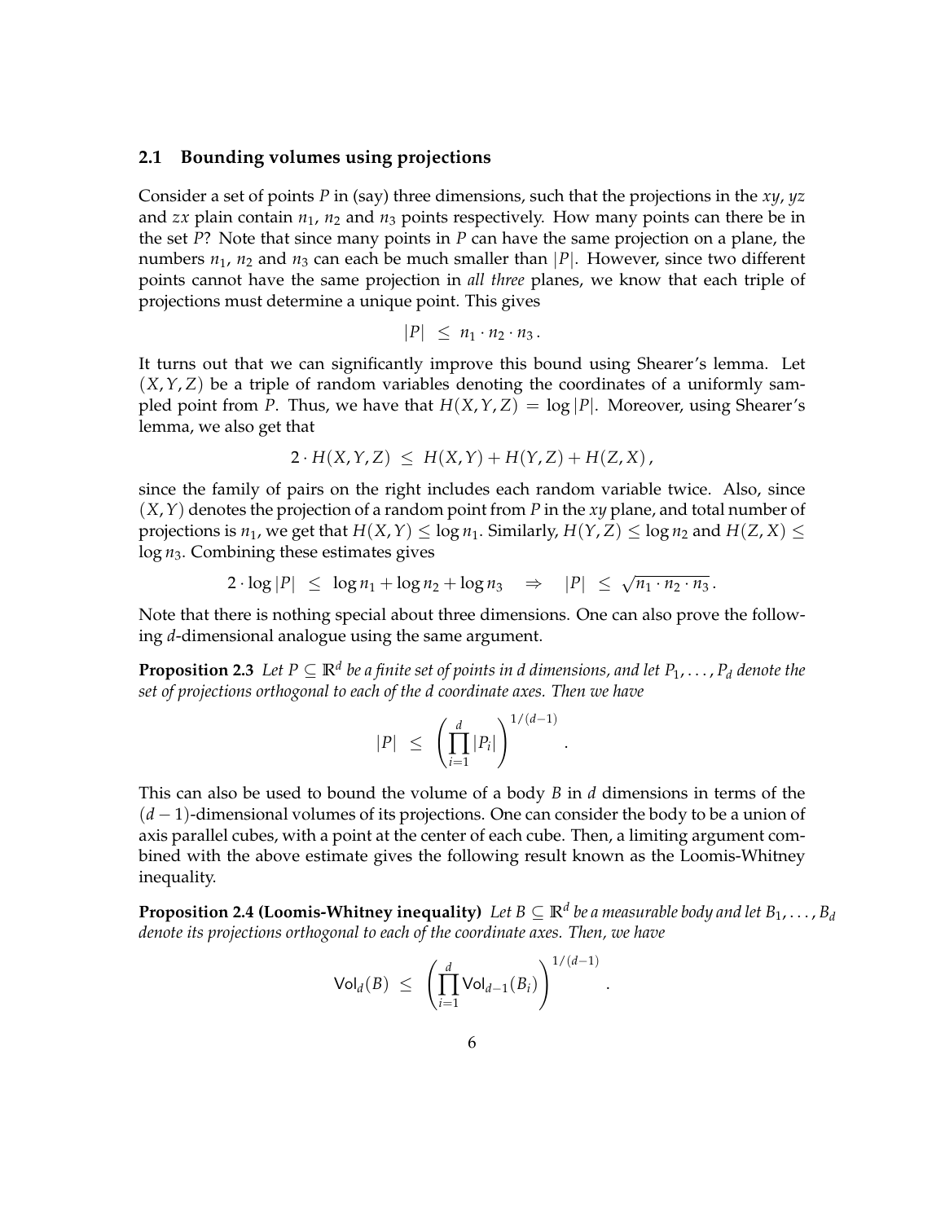### 2.1 Bounding volumes using projections

Consider a set of points $P$ in (say) three dimensions, such that the projections in the $xy$, $yz$ and $zx$ plain contain $n_1$, $n_2$ and $n_3$ points respectively. How many points can there be in the set $P$? Note that since many points in $P$ can have the same projection on a plane, the numbers $n_1$, $n_2$ and $n_3$ can each be much smaller than $|P|$. However, since two different points cannot have the same projection in *all three* planes, we know that each triple of projections must determine a unique point. This gives

$$|P| \;\leq\; n_1 \cdot n_2 \cdot n_3 \,.$$

It turns out that we can significantly improve this bound using Shearer's lemma. Let $(X, Y, Z)$ be a triple of random variables denoting the coordinates of a uniformly sampled point from $P$. Thus, we have that $H(X, Y, Z) = \log |P|$. Moreover, using Shearer's lemma, we also get that

$$2 \cdot H(X, Y, Z) \;\leq\; H(X, Y) + H(Y, Z) + H(Z, X) \,,$$

since the family of pairs on the right includes each random variable twice. Also, since $(X, Y)$ denotes the projection of a random point from $P$ in the $xy$ plane, and total number of projections is $n_1$, we get that $H(X, Y) \leq \log n_1$. Similarly, $H(Y, Z) \leq \log n_2$ and $H(Z, X) \leq \log n_3$. Combining these estimates gives

$$2 \cdot \log |P| \;\leq\; \log n_1 + \log n_2 + \log n_3 \quad \Rightarrow \quad |P| \;\leq\; \sqrt{n_1 \cdot n_2 \cdot n_3} \,.$$

Note that there is nothing special about three dimensions. One can also prove the following $d$-dimensional analogue using the same argument.

**Proposition 2.3** *Let $P \subseteq \mathbb{R}^d$ be a finite set of points in $d$ dimensions, and let $P_1, \ldots, P_d$ denote the set of projections orthogonal to each of the $d$ coordinate axes. Then we have*

$$|P| \;\leq\; \left( \prod_{i=1}^{d} |P_i| \right)^{1/(d-1)} \,.$$

This can also be used to bound the volume of a body $B$ in $d$ dimensions in terms of the $(d-1)$-dimensional volumes of its projections. One can consider the body to be a union of axis parallel cubes, with a point at the center of each cube. Then, a limiting argument combined with the above estimate gives the following result known as the Loomis-Whitney inequality.

**Proposition 2.4 (Loomis-Whitney inequality)** *Let $B \subseteq \mathbb{R}^d$ be a measurable body and let $B_1, \ldots, B_d$ denote its projections orthogonal to each of the coordinate axes. Then, we have*

$$\mathsf{Vol}_d(B) \;\leq\; \left( \prod_{i=1}^{d} \mathsf{Vol}_{d-1}(B_i) \right)^{1/(d-1)} \,.$$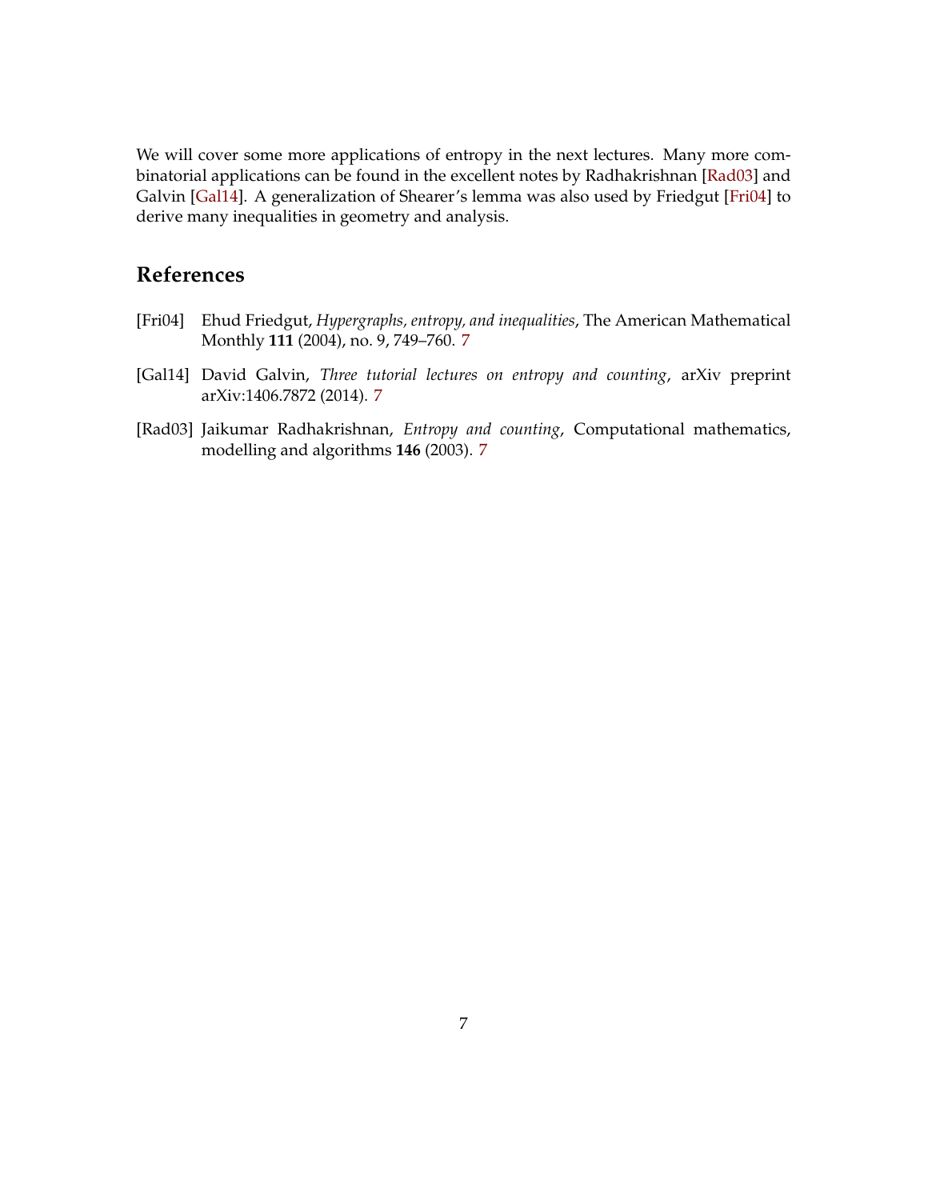We will cover some more applications of entropy in the next lectures. Many more combinatorial applications can be found in the excellent notes by Radhakrishnan [Rad03] and Galvin [Gal14]. A generalization of Shearer's lemma was also used by Friedgut [Fri04] to derive many inequalities in geometry and analysis.

## References

[Fri04] Ehud Friedgut, *Hypergraphs, entropy, and inequalities*, The American Mathematical Monthly **111** (2004), no. 9, 749–760. 7

[Gal14] David Galvin, *Three tutorial lectures on entropy and counting*, arXiv preprint arXiv:1406.7872 (2014). 7

[Rad03] Jaikumar Radhakrishnan, *Entropy and counting*, Computational mathematics, modelling and algorithms **146** (2003). 7